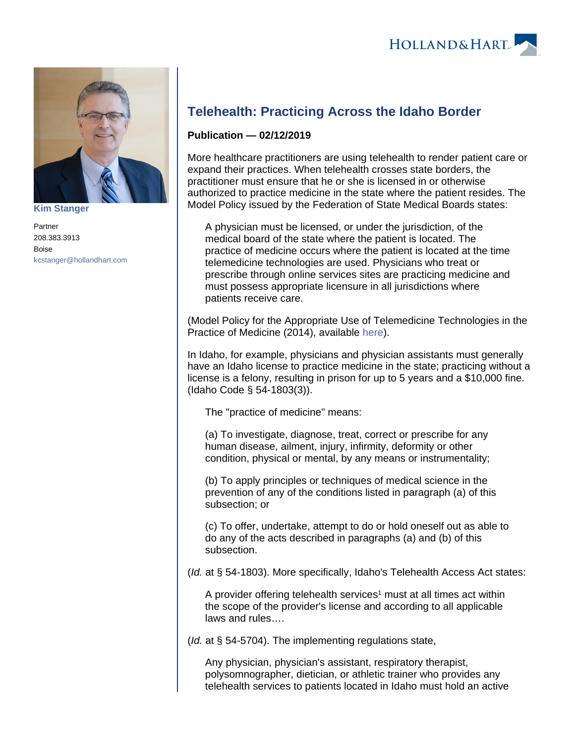Kim Stanger

Partner
208.383.3913
Boise
kcstanger@hollandhart.com

# Telehealth: Practicing Across the Idaho Border

**Publication — 02/12/2019**

More healthcare practitioners are using telehealth to render patient care or expand their practices. When telehealth crosses state borders, the practitioner must ensure that he or she is licensed in or otherwise authorized to practice medicine in the state where the patient resides. The Model Policy issued by the Federation of State Medical Boards states:

> A physician must be licensed, or under the jurisdiction, of the medical board of the state where the patient is located. The practice of medicine occurs where the patient is located at the time telemedicine technologies are used. Physicians who treat or prescribe through online services sites are practicing medicine and must possess appropriate licensure in all jurisdictions where patients receive care.

(Model Policy for the Appropriate Use of Telemedicine Technologies in the Practice of Medicine (2014), available here).

In Idaho, for example, physicians and physician assistants must generally have an Idaho license to practice medicine in the state; practicing without a license is a felony, resulting in prison for up to 5 years and a $10,000 fine. (Idaho Code § 54-1803(3)).

> The "practice of medicine" means:
>
> (a) To investigate, diagnose, treat, correct or prescribe for any human disease, ailment, injury, infirmity, deformity or other condition, physical or mental, by any means or instrumentality;
>
> (b) To apply principles or techniques of medical science in the prevention of any of the conditions listed in paragraph (a) of this subsection; or
>
> (c) To offer, undertake, attempt to do or hold oneself out as able to do any of the acts described in paragraphs (a) and (b) of this subsection.

(*Id.* at § 54-1803). More specifically, Idaho's Telehealth Access Act states:

> A provider offering telehealth services[1] must at all times act within the scope of the provider's license and according to all applicable laws and rules….

(*Id.* at § 54-5704). The implementing regulations state,

> Any physician, physician's assistant, respiratory therapist, polysomnographer, dietician, or athletic trainer who provides any telehealth services to patients located in Idaho must hold an active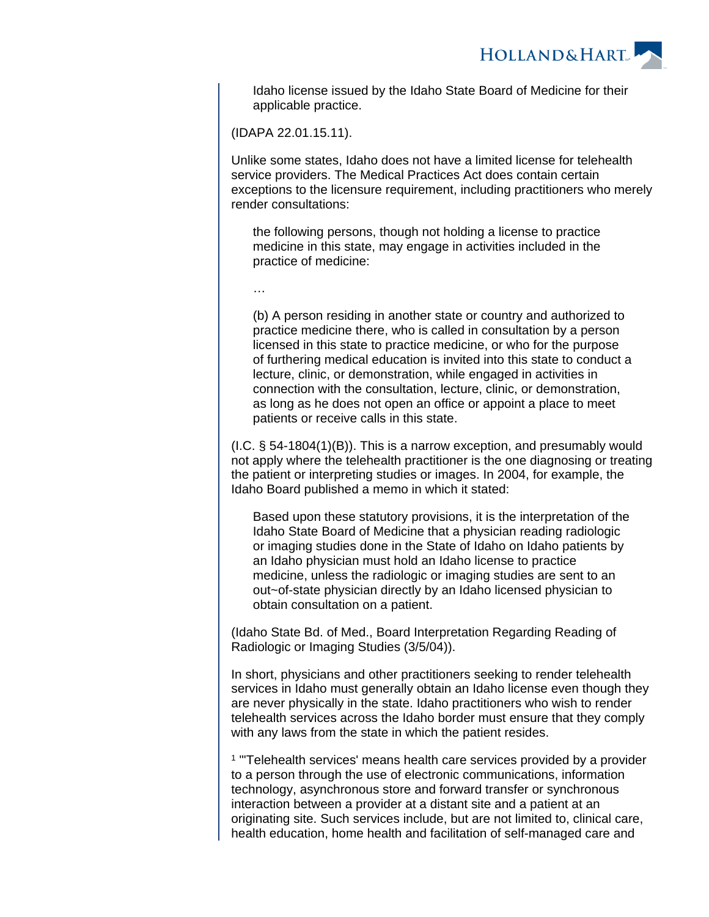> Idaho license issued by the Idaho State Board of Medicine for their applicable practice.

(IDAPA 22.01.15.11).

Unlike some states, Idaho does not have a limited license for telehealth service providers. The Medical Practices Act does contain certain exceptions to the licensure requirement, including practitioners who merely render consultations:

> the following persons, though not holding a license to practice medicine in this state, may engage in activities included in the practice of medicine:
>
> …
>
> (b) A person residing in another state or country and authorized to practice medicine there, who is called in consultation by a person licensed in this state to practice medicine, or who for the purpose of furthering medical education is invited into this state to conduct a lecture, clinic, or demonstration, while engaged in activities in connection with the consultation, lecture, clinic, or demonstration, as long as he does not open an office or appoint a place to meet patients or receive calls in this state.

(I.C. § 54-1804(1)(B)). This is a narrow exception, and presumably would not apply where the telehealth practitioner is the one diagnosing or treating the patient or interpreting studies or images. In 2004, for example, the Idaho Board published a memo in which it stated:

> Based upon these statutory provisions, it is the interpretation of the Idaho State Board of Medicine that a physician reading radiologic or imaging studies done in the State of Idaho on Idaho patients by an Idaho physician must hold an Idaho license to practice medicine, unless the radiologic or imaging studies are sent to an out~of-state physician directly by an Idaho licensed physician to obtain consultation on a patient.

(Idaho State Bd. of Med., Board Interpretation Regarding Reading of Radiologic or Imaging Studies (3/5/04)).

In short, physicians and other practitioners seeking to render telehealth services in Idaho must generally obtain an Idaho license even though they are never physically in the state. Idaho practitioners who wish to render telehealth services across the Idaho border must ensure that they comply with any laws from the state in which the patient resides.

[1] "'Telehealth services' means health care services provided by a provider to a person through the use of electronic communications, information technology, asynchronous store and forward transfer or synchronous interaction between a provider at a distant site and a patient at an originating site. Such services include, but are not limited to, clinical care, health education, home health and facilitation of self-managed care and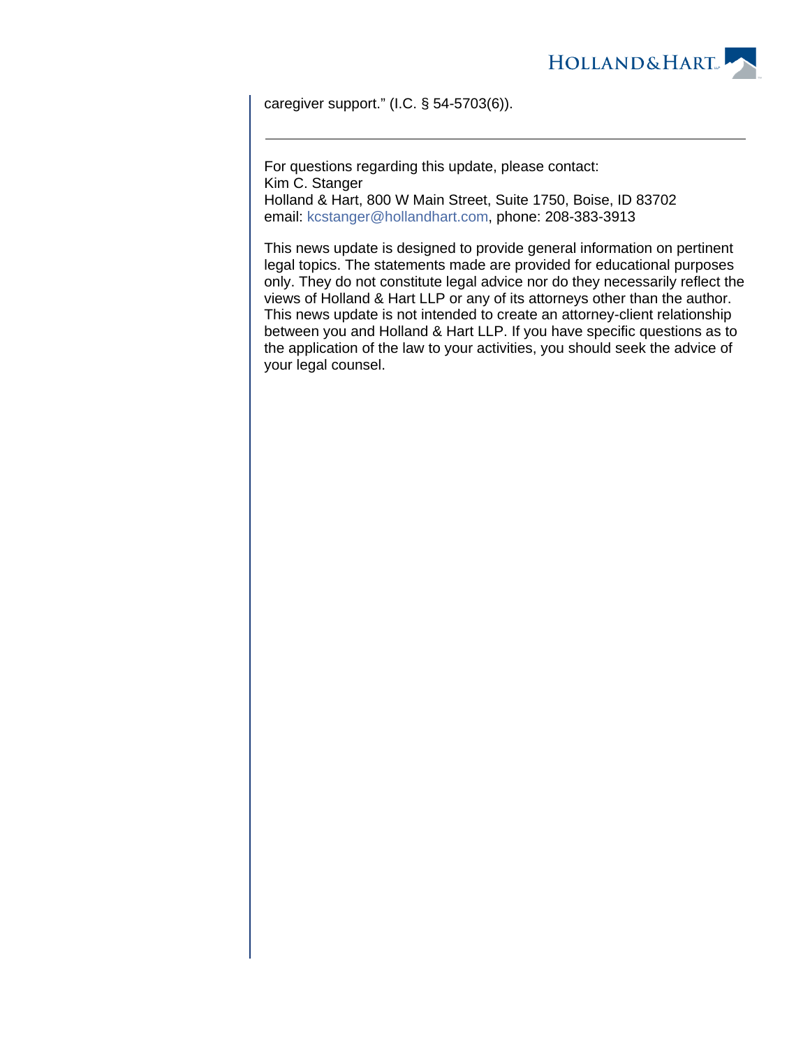caregiver support." (I.C. § 54-5703(6)).

---

For questions regarding this update, please contact:
Kim C. Stanger
Holland & Hart, 800 W Main Street, Suite 1750, Boise, ID 83702
email: kcstanger@hollandhart.com, phone: 208-383-3913

This news update is designed to provide general information on pertinent legal topics. The statements made are provided for educational purposes only. They do not constitute legal advice nor do they necessarily reflect the views of Holland & Hart LLP or any of its attorneys other than the author. This news update is not intended to create an attorney-client relationship between you and Holland & Hart LLP. If you have specific questions as to the application of the law to your activities, you should seek the advice of your legal counsel.